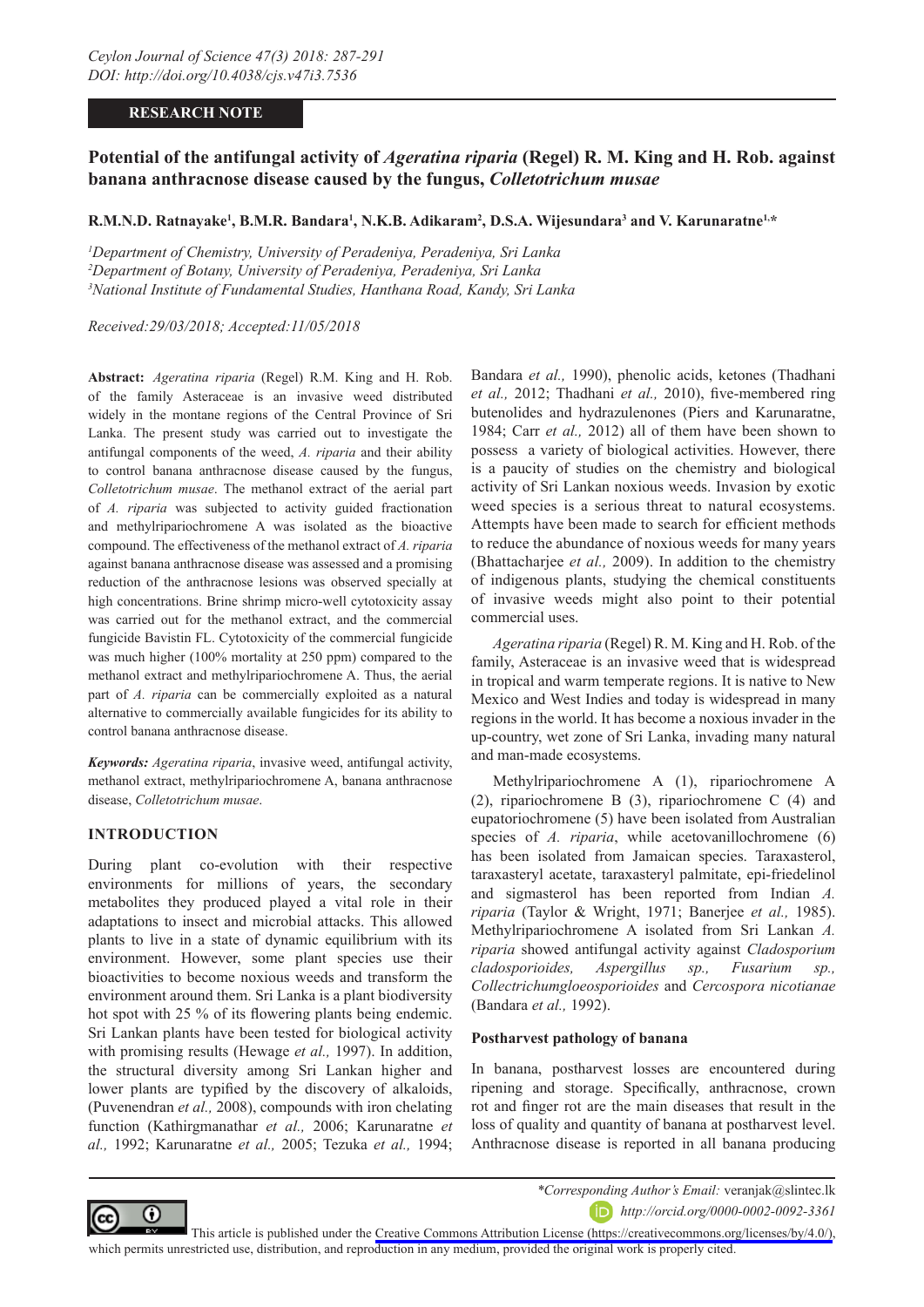**RESEARCH NOTE**

# Potential of the antifungal activity of *Ageratina riparia* (Regel) R. M. King and H. Rob. against banana anthracnose disease caused by the fungus, *Colletotrichum musae*

**R.M.N.D. Ratnayake[1], B.M.R. Bandara[1], N.K.B. Adikaram[2], D.S.A. Wijesundara[3] and V. Karunaratne[1,*]**

[1]*Department of Chemistry, University of Peradeniya, Peradeniya, Sri Lanka*
[2]*Department of Botany, University of Peradeniya, Peradeniya, Sri Lanka*
[3]*National Institute of Fundamental Studies, Hanthana Road, Kandy, Sri Lanka*

*Received:29/03/2018; Accepted:11/05/2018*

**Abstract:** *Ageratina riparia* (Regel) R.M. King and H. Rob. of the family Asteraceae is an invasive weed distributed widely in the montane regions of the Central Province of Sri Lanka. The present study was carried out to investigate the antifungal components of the weed, *A. riparia* and their ability to control banana anthracnose disease caused by the fungus, *Colletotrichum musae*. The methanol extract of the aerial part of *A. riparia* was subjected to activity guided fractionation and methylripariochromene A was isolated as the bioactive compound. The effectiveness of the methanol extract of *A. riparia* against banana anthracnose disease was assessed and a promising reduction of the anthracnose lesions was observed specially at high concentrations. Brine shrimp micro-well cytotoxicity assay was carried out for the methanol extract, and the commercial fungicide Bavistin FL. Cytotoxicity of the commercial fungicide was much higher (100% mortality at 250 ppm) compared to the methanol extract and methylripariochromene A. Thus, the aerial part of *A. riparia* can be commercially exploited as a natural alternative to commercially available fungicides for its ability to control banana anthracnose disease.

***Keywords:*** *Ageratina riparia*, invasive weed, antifungal activity, methanol extract, methylripariochromene A, banana anthracnose disease, *Colletotrichum musae*.

## INTRODUCTION

During plant co-evolution with their respective environments for millions of years, the secondary metabolites they produced played a vital role in their adaptations to insect and microbial attacks. This allowed plants to live in a state of dynamic equilibrium with its environment. However, some plant species use their bioactivities to become noxious weeds and transform the environment around them. Sri Lanka is a plant biodiversity hot spot with 25 % of its flowering plants being endemic. Sri Lankan plants have been tested for biological activity with promising results (Hewage *et al.,* 1997). In addition, the structural diversity among Sri Lankan higher and lower plants are typified by the discovery of alkaloids, (Puvenendran *et al.,* 2008), compounds with iron chelating function (Kathirgmanathar *et al.,* 2006; Karunaratne *et al.,* 1992; Karunaratne *et al.,* 2005; Tezuka *et al.,* 1994; Bandara *et al.,* 1990), phenolic acids, ketones (Thadhani *et al.,* 2012; Thadhani *et al.,* 2010), five-membered ring butenolides and hydrazulenones (Piers and Karunaratne, 1984; Carr *et al.,* 2012) all of them have been shown to possess a variety of biological activities. However, there is a paucity of studies on the chemistry and biological activity of Sri Lankan noxious weeds. Invasion by exotic weed species is a serious threat to natural ecosystems. Attempts have been made to search for efficient methods to reduce the abundance of noxious weeds for many years (Bhattacharjee *et al.,* 2009). In addition to the chemistry of indigenous plants, studying the chemical constituents of invasive weeds might also point to their potential commercial uses.

*Ageratina riparia* (Regel) R. M. King and H. Rob. of the family, Asteraceae is an invasive weed that is widespread in tropical and warm temperate regions. It is native to New Mexico and West Indies and today is widespread in many regions in the world. It has become a noxious invader in the up-country, wet zone of Sri Lanka, invading many natural and man-made ecosystems.

Methylripariochromene A (1), ripariochromene A (2), ripariochromene B (3), ripariochromene C (4) and eupatoriochromene (5) have been isolated from Australian species of *A. riparia*, while acetovanillochromene (6) has been isolated from Jamaican species. Taraxasterol, taraxasteryl acetate, taraxasteryl palmitate, epi-friedelinol and sigmasterol has been reported from Indian *A. riparia* (Taylor & Wright, 1971; Banerjee *et al.,* 1985). Methylripariochromene A isolated from Sri Lankan *A. riparia* showed antifungal activity against *Cladosporium cladosporioides, Aspergillus sp., Fusarium sp., Collectrichumgloeosporioides* and *Cercospora nicotianae* (Bandara *et al.,* 1992).

### Postharvest pathology of banana

In banana, postharvest losses are encountered during ripening and storage. Specifically, anthracnose, crown rot and finger rot are the main diseases that result in the loss of quality and quantity of banana at postharvest level. Anthracnose disease is reported in all banana producing

*\*Corresponding Author's Email:* veranjak@slintec.lk
*http://orcid.org/0000-0002-0092-3361*

This article is published under the Creative Commons Attribution License (https://creativecommons.org/licenses/by/4.0/), which permits unrestricted use, distribution, and reproduction in any medium, provided the original work is properly cited.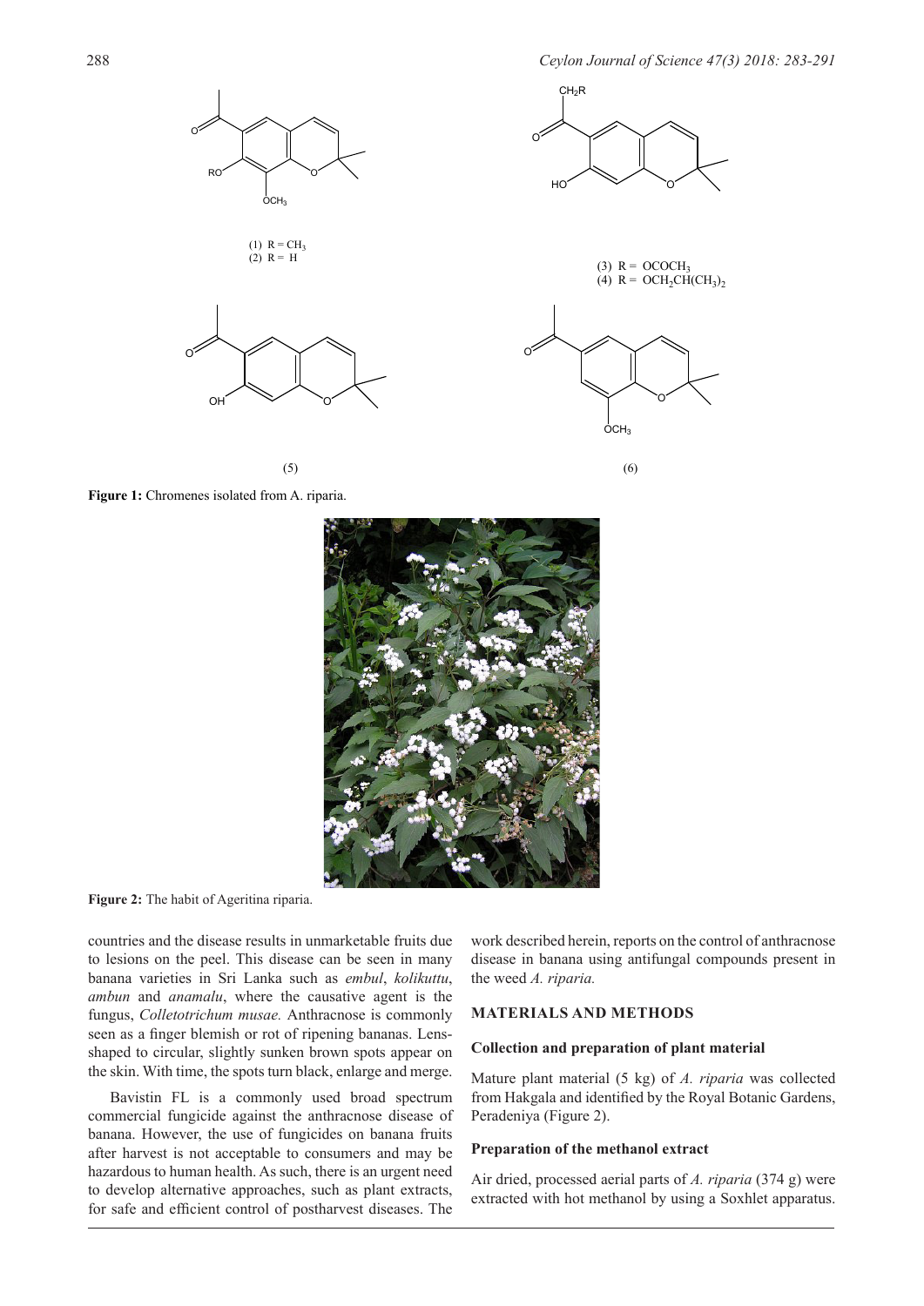(1) $R = CH_3$
(2) $R = H$

(3) $R = OCOCH_3$
(4) $R = OCH_2CH(CH_3)_2$

(5)

(6)

**Figure 1:** Chromenes isolated from A. riparia.

**Figure 2:** The habit of Ageritina riparia.

countries and the disease results in unmarketable fruits due to lesions on the peel. This disease can be seen in many banana varieties in Sri Lanka such as *embul*, *kolikuttu*, *ambun* and *anamalu*, where the causative agent is the fungus, *Colletotrichum musae.* Anthracnose is commonly seen as a finger blemish or rot of ripening bananas. Lens-shaped to circular, slightly sunken brown spots appear on the skin. With time, the spots turn black, enlarge and merge.

Bavistin FL is a commonly used broad spectrum commercial fungicide against the anthracnose disease of banana. However, the use of fungicides on banana fruits after harvest is not acceptable to consumers and may be hazardous to human health. As such, there is an urgent need to develop alternative approaches, such as plant extracts, for safe and efficient control of postharvest diseases. The work described herein, reports on the control of anthracnose disease in banana using antifungal compounds present in the weed *A. riparia.*

## MATERIALS AND METHODS

### Collection and preparation of plant material

Mature plant material (5 kg) of *A. riparia* was collected from Hakgala and identified by the Royal Botanic Gardens, Peradeniya (Figure 2).

### Preparation of the methanol extract

Air dried, processed aerial parts of *A. riparia* (374 g) were extracted with hot methanol by using a Soxhlet apparatus.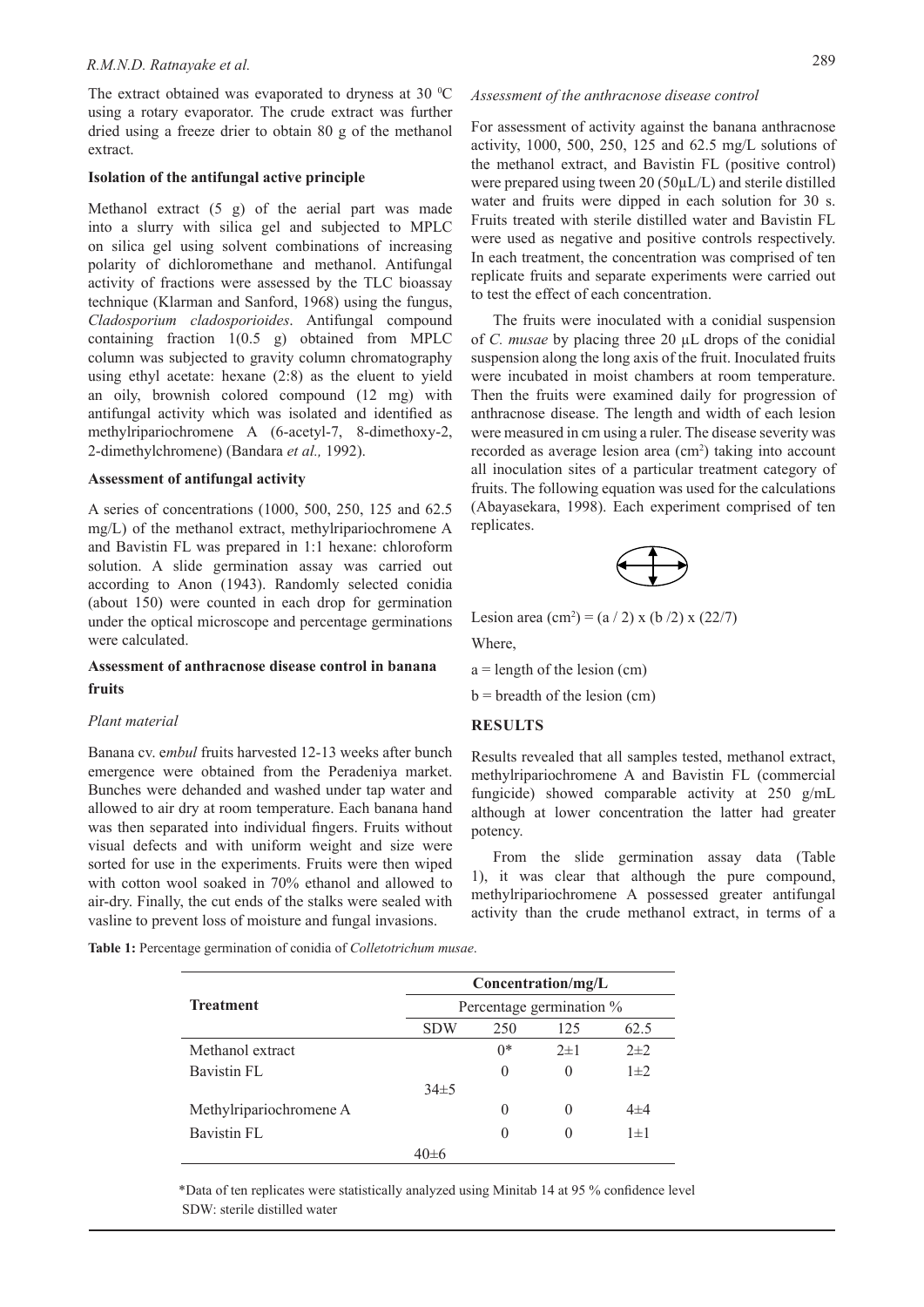The extract obtained was evaporated to dryness at 30 $^0$C using a rotary evaporator. The crude extract was further dried using a freeze drier to obtain 80 g of the methanol extract.

**Isolation of the antifungal active principle**

Methanol extract (5 g) of the aerial part was made into a slurry with silica gel and subjected to MPLC on silica gel using solvent combinations of increasing polarity of dichloromethane and methanol. Antifungal activity of fractions were assessed by the TLC bioassay technique (Klarman and Sanford, 1968) using the fungus, *Cladosporium cladosporioides*. Antifungal compound containing fraction 1(0.5 g) obtained from MPLC column was subjected to gravity column chromatography using ethyl acetate: hexane (2:8) as the eluent to yield an oily, brownish colored compound (12 mg) with antifungal activity which was isolated and identified as methylripariochromene A (6-acetyl-7, 8-dimethoxy-2, 2-dimethylchromene) (Bandara *et al.,* 1992).

**Assessment of antifungal activity**

A series of concentrations (1000, 500, 250, 125 and 62.5 mg/L) of the methanol extract, methylripariochromene A and Bavistin FL was prepared in 1:1 hexane: chloroform solution. A slide germination assay was carried out according to Anon (1943). Randomly selected conidia (about 150) were counted in each drop for germination under the optical microscope and percentage germinations were calculated.

**Assessment of anthracnose disease control in banana fruits**

*Plant material*

Banana cv. e*mbul* fruits harvested 12-13 weeks after bunch emergence were obtained from the Peradeniya market. Bunches were dehanded and washed under tap water and allowed to air dry at room temperature. Each banana hand was then separated into individual fingers. Fruits without visual defects and with uniform weight and size were sorted for use in the experiments. Fruits were then wiped with cotton wool soaked in 70% ethanol and allowed to air-dry. Finally, the cut ends of the stalks were sealed with vasline to prevent loss of moisture and fungal invasions.

*Assessment of the anthracnose disease control*

For assessment of activity against the banana anthracnose activity, 1000, 500, 250, 125 and 62.5 mg/L solutions of the methanol extract, and Bavistin FL (positive control) were prepared using tween 20 (50μL/L) and sterile distilled water and fruits were dipped in each solution for 30 s. Fruits treated with sterile distilled water and Bavistin FL were used as negative and positive controls respectively. In each treatment, the concentration was comprised of ten replicate fruits and separate experiments were carried out to test the effect of each concentration.

The fruits were inoculated with a conidial suspension of *C. musae* by placing three 20 μL drops of the conidial suspension along the long axis of the fruit. Inoculated fruits were incubated in moist chambers at room temperature. Then the fruits were examined daily for progression of anthracnose disease. The length and width of each lesion were measured in cm using a ruler. The disease severity was recorded as average lesion area (cm$^2$) taking into account all inoculation sites of a particular treatment category of fruits. The following equation was used for the calculations (Abayasekara, 1998). Each experiment comprised of ten replicates.

Lesion area (cm$^2$) = $(a / 2) \times (b / 2) \times (22/7)$

Where,

a = length of the lesion (cm)

b = breadth of the lesion (cm)

## RESULTS

Results revealed that all samples tested, methanol extract, methylripariochromene A and Bavistin FL (commercial fungicide) showed comparable activity at 250 g/mL although at lower concentration the latter had greater potency.

From the slide germination assay data (Table 1), it was clear that although the pure compound, methylripariochromene A possessed greater antifungal activity than the crude methanol extract, in terms of a

**Table 1:** Percentage germination of conidia of *Colletotrichum musae*.

| Treatment | Concentration/mg/L | | | |
|---|---|---|---|---|
| | Percentage germination % | | | |
| | SDW | 250 | 125 | 62.5 |
| Methanol extract | | 0* | 2±1 | 2±2 |
| Bavistin FL | 34±5 | 0 | 0 | 1±2 |
| Methylripariochromene A | | 0 | 0 | 4±4 |
| Bavistin FL | 40±6 | 0 | 0 | 1±1 |

*Data of ten replicates were statistically analyzed using Minitab 14 at 95 % confidence level
SDW: sterile distilled water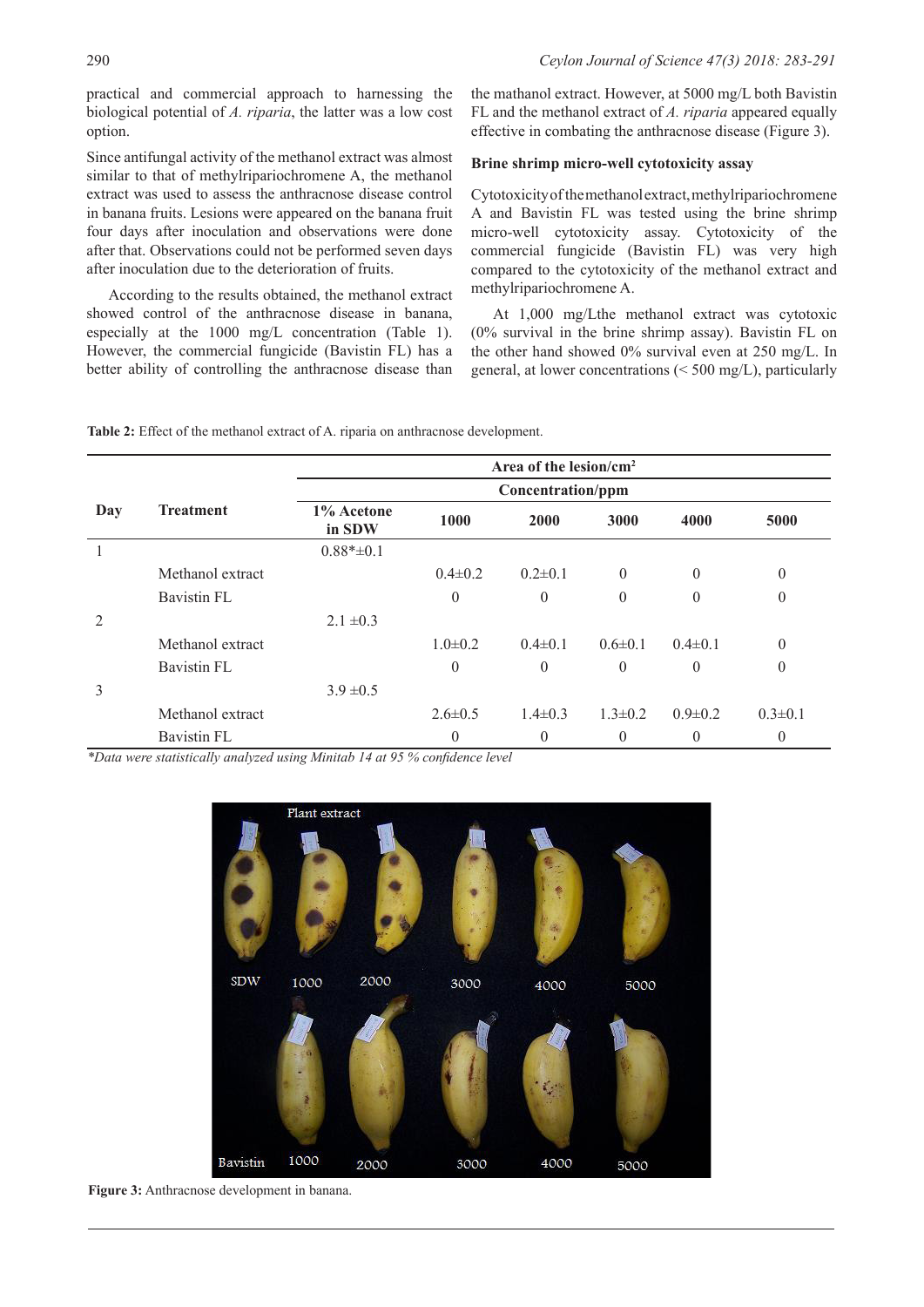practical and commercial approach to harnessing the biological potential of *A. riparia*, the latter was a low cost option.

Since antifungal activity of the methanol extract was almost similar to that of methylripariochromene A, the methanol extract was used to assess the anthracnose disease control in banana fruits. Lesions were appeared on the banana fruit four days after inoculation and observations were done after that. Observations could not be performed seven days after inoculation due to the deterioration of fruits.

According to the results obtained, the methanol extract showed control of the anthracnose disease in banana, especially at the 1000 mg/L concentration (Table 1). However, the commercial fungicide (Bavistin FL) has a better ability of controlling the anthracnose disease than the mathanol extract. However, at 5000 mg/L both Bavistin FL and the methanol extract of *A. riparia* appeared equally effective in combating the anthracnose disease (Figure 3).

### Brine shrimp micro-well cytotoxicity assay

Cytotoxicity of the methanol extract, methylripariochromene A and Bavistin FL was tested using the brine shrimp micro-well cytotoxicity assay. Cytotoxicity of the commercial fungicide (Bavistin FL) was very high compared to the cytotoxicity of the methanol extract and methylripariochromene A.

At 1,000 mg/Lthe methanol extract was cytotoxic (0% survival in the brine shrimp assay). Bavistin FL on the other hand showed 0% survival even at 250 mg/L. In general, at lower concentrations (< 500 mg/L), particularly

**Table 2:** Effect of the methanol extract of A. riparia on anthracnose development.

| Day | Treatment | Area of the lesion/cm$^2$ | | | | | |
|---|---|---|---|---|---|---|---|
| | | Concentration/ppm | | | | | |
| | | 1% Acetone in SDW | 1000 | 2000 | 3000 | 4000 | 5000 |
| 1 | | 0.88*±0.1 | | | | | |
| | Methanol extract | | 0.4±0.2 | 0.2±0.1 | 0 | 0 | 0 |
| | Bavistin FL | | 0 | 0 | 0 | 0 | 0 |
| 2 | | 2.1 ±0.3 | | | | | |
| | Methanol extract | | 1.0±0.2 | 0.4±0.1 | 0.6±0.1 | 0.4±0.1 | 0 |
| | Bavistin FL | | 0 | 0 | 0 | 0 | 0 |
| 3 | | 3.9 ±0.5 | | | | | |
| | Methanol extract | | 2.6±0.5 | 1.4±0.3 | 1.3±0.2 | 0.9±0.2 | 0.3±0.1 |
| | Bavistin FL | | 0 | 0 | 0 | 0 | 0 |

*\*Data were statistically analyzed using Minitab 14 at 95 % confidence level*

**Figure 3:** Anthracnose development in banana.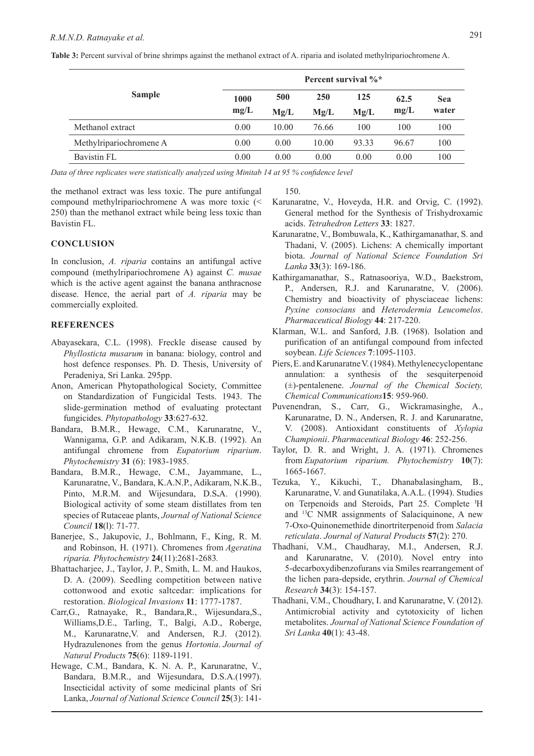**Table 3:** Percent survival of brine shrimps against the methanol extract of A. riparia and isolated methylripariochromene A.

| Sample | Percent survival %* | | | | | |
|---|---|---|---|---|---|---|
| | 1000 mg/L | 500 Mg/L | 250 Mg/L | 125 Mg/L | 62.5 mg/L | Sea water |
| Methanol extract | 0.00 | 10.00 | 76.66 | 100 | 100 | 100 |
| Methylripariochromene A | 0.00 | 0.00 | 10.00 | 93.33 | 96.67 | 100 |
| Bavistin FL | 0.00 | 0.00 | 0.00 | 0.00 | 0.00 | 100 |

*Data of three replicates were statistically analyzed using Minitab 14 at 95 % confidence level*

the methanol extract was less toxic. The pure antifungal compound methylripariochromene A was more toxic (< 250) than the methanol extract while being less toxic than Bavistin FL.

## CONCLUSION

In conclusion, *A. riparia* contains an antifungal active compound (methylripariochromene A) against *C. musae* which is the active agent against the banana anthracnose disease. Hence, the aerial part of *A. riparia* may be commercially exploited.

## REFERENCES

Abayasekara, C.L. (1998). Freckle disease caused by *Phyllosticta musarum* in banana: biology, control and host defence responses. Ph. D. Thesis, University of Peradeniya, Sri Lanka. 295pp.

Anon, American Phytopathological Society, Committee on Standardization of Fungicidal Tests. 1943. The slide-germination method of evaluating protectant fungicides. *Phytopathology* **33**:627-632.

Bandara, B.M.R., Hewage, C.M., Karunaratne, V., Wannigama, G.P. and Adikaram, N.K.B. (1992). An antifungal chromene from *Eupatorium riparium*. *Phytochemistry* **31** (6): 1983-1985.

Bandara, B.M.R., Hewage, C.M., Jayammane, L., Karunaratne, V., Bandara, K.A.N.P., Adikaram, N.K.B., Pinto, M.R.M. and Wijesundara, D.S.A. (1990). Biological activity of some steam distillates from ten species of Rutaceae plants, *Journal of National Science Council* **18**(l): 71-77.

Banerjee, S., Jakupovic, J., Bohlmann, F., King, R. M. and Robinson, H. (1971). Chromenes from *Ageratina riparia. Phytochemistry* **24**(11):2681-2683*.*

Bhattacharjee, J., Taylor, J. P., Smith, L. M. and Haukos, D. A. (2009). Seedling competition between native cottonwood and exotic saltcedar: implications for restoration. *Biological Invasions* **11**: 1777-1787.

Carr,G., Ratnayake, R., Bandara,R., Wijesundara,S., Williams,D.E., Tarling, T., Balgi, A.D., Roberge, M., Karunaratne,V. and Andersen, R.J. (2012). Hydrazulenones from the genus *Hortonia*. *Journal of Natural Products* **75**(6): 1189-1191.

Hewage, C.M., Bandara, K. N. A. P., Karunaratne, V., Bandara, B.M.R., and Wijesundara, D.S.A.(1997). Insecticidal activity of some medicinal plants of Sri Lanka, *Journal of National Science Council* **25**(3): 141-150.

Karunaratne, V., Hoveyda, H.R. and Orvig, C. (1992). General method for the Synthesis of Trishydroxamic acids. *Tetrahedron Letters* **33**: 1827.

Karunaratne, V., Bombuwala, K., Kathirgamanathar, S. and Thadani, V. (2005). Lichens: A chemically important biota. *Journal of National Science Foundation Sri Lanka* **33**(3): 169-186.

Kathirgamanathar, S., Ratnasooriya, W.D., Baekstrom, P., Andersen, R.J. and Karunaratne, V. (2006). Chemistry and bioactivity of physciaceae lichens: *Pyxine consocians* and *Heterodermia Leucomelos*. *Pharmaceutical Biology* **44**: 217-220.

Klarman, W.L. and Sanford, J.B. (1968). Isolation and purification of an antifungal compound from infected soybean. *Life Sciences* **7**:1095-1103.

Piers, E. and Karunaratne V. (1984). Methylenecyclopentane annulation: a synthesis of the sesquiterpenoid (±)-pentalenene. *Journal of the Chemical Society, Chemical Communications***15**: 959-960.

Puvenendran, S., Carr, G., Wickramasinghe, A., Karunaratne, D. N., Andersen, R. J. and Karunaratne, V. (2008). Antioxidant constituents of *Xylopia Championii*. *Pharmaceutical Biology* **46**: 252-256.

Taylor, D. R. and Wright, J. A. (1971). Chromenes from *Eupatorium riparium. Phytochemistry* **10**(7): 1665-1667.

Tezuka, Y., Kikuchi, T., Dhanabalasingham, B., Karunaratne, V. and Gunatilaka, A.A.L. (1994). Studies on Terpenoids and Steroids, Part 25. Complete $^{1}$H and $^{13}$C NMR assignments of Salaciquinone, A new 7-Oxo-Quinonemethide dinortriterpenoid from *Salacia reticulata*. *Journal of Natural Products* **57**(2): 270.

Thadhani, V.M., Chaudharay, M.I., Andersen, R.J. and Karunaratne, V. (2010). Novel entry into 5-decarboxydibenzofurans via Smiles rearrangement of the lichen para-depside, erythrin. *Journal of Chemical Research* **34**(3): 154-157.

Thadhani, V.M., Choudhary, I. and Karunaratne, V. (2012). Antimicrobial activity and cytotoxicity of lichen metabolites. *Journal of National Science Foundation of Sri Lanka* **40**(1): 43-48.